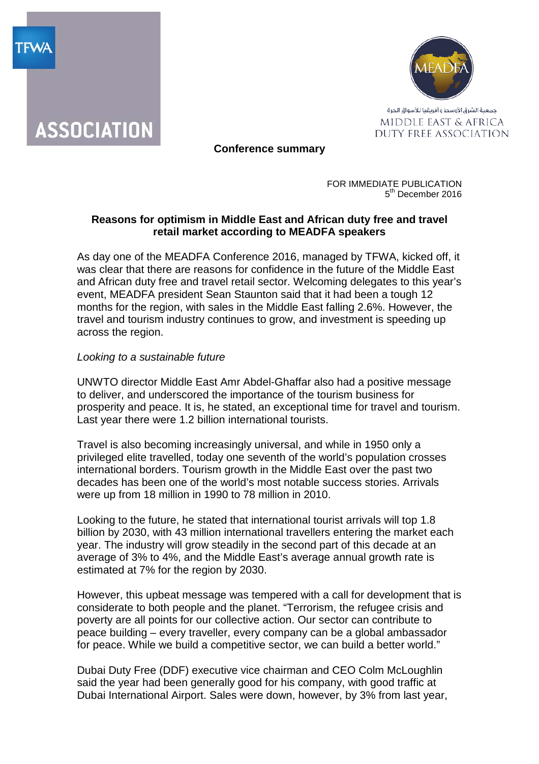TFWA

ASSOCIATION

MEADFA

جمعية الشرق الأوسط وأفريقيا للأسواق الحرة

MIDDLE EAST & AFRICA DUTY FREE ASSOCIATION

**Conference summary**

FOR IMMEDIATE PUBLICATION
5th December 2016

## Reasons for optimism in Middle East and African duty free and travel retail market according to MEADFA speakers

As day one of the MEADFA Conference 2016, managed by TFWA, kicked off, it was clear that there are reasons for confidence in the future of the Middle East and African duty free and travel retail sector. Welcoming delegates to this year's event, MEADFA president Sean Staunton said that it had been a tough 12 months for the region, with sales in the Middle East falling 2.6%. However, the travel and tourism industry continues to grow, and investment is speeding up across the region.

*Looking to a sustainable future*

UNWTO director Middle East Amr Abdel-Ghaffar also had a positive message to deliver, and underscored the importance of the tourism business for prosperity and peace. It is, he stated, an exceptional time for travel and tourism. Last year there were 1.2 billion international tourists.

Travel is also becoming increasingly universal, and while in 1950 only a privileged elite travelled, today one seventh of the world's population crosses international borders. Tourism growth in the Middle East over the past two decades has been one of the world's most notable success stories. Arrivals were up from 18 million in 1990 to 78 million in 2010.

Looking to the future, he stated that international tourist arrivals will top 1.8 billion by 2030, with 43 million international travellers entering the market each year. The industry will grow steadily in the second part of this decade at an average of 3% to 4%, and the Middle East's average annual growth rate is estimated at 7% for the region by 2030.

However, this upbeat message was tempered with a call for development that is considerate to both people and the planet. "Terrorism, the refugee crisis and poverty are all points for our collective action. Our sector can contribute to peace building – every traveller, every company can be a global ambassador for peace. While we build a competitive sector, we can build a better world."

Dubai Duty Free (DDF) executive vice chairman and CEO Colm McLoughlin said the year had been generally good for his company, with good traffic at Dubai International Airport. Sales were down, however, by 3% from last year,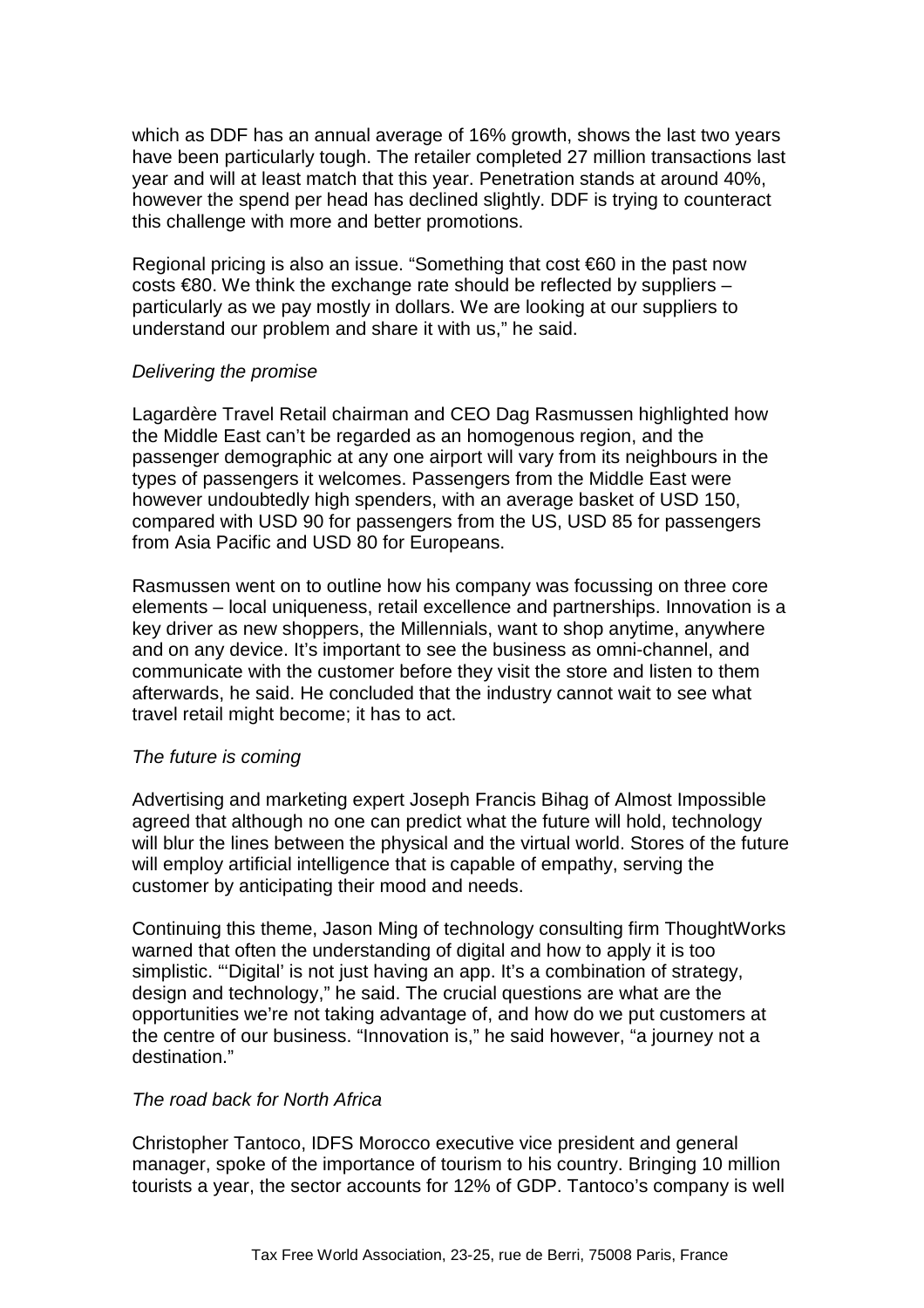which as DDF has an annual average of 16% growth, shows the last two years have been particularly tough. The retailer completed 27 million transactions last year and will at least match that this year. Penetration stands at around 40%, however the spend per head has declined slightly. DDF is trying to counteract this challenge with more and better promotions.

Regional pricing is also an issue. "Something that cost €60 in the past now costs €80. We think the exchange rate should be reflected by suppliers – particularly as we pay mostly in dollars. We are looking at our suppliers to understand our problem and share it with us," he said.

*Delivering the promise*

Lagardère Travel Retail chairman and CEO Dag Rasmussen highlighted how the Middle East can't be regarded as an homogenous region, and the passenger demographic at any one airport will vary from its neighbours in the types of passengers it welcomes. Passengers from the Middle East were however undoubtedly high spenders, with an average basket of USD 150, compared with USD 90 for passengers from the US, USD 85 for passengers from Asia Pacific and USD 80 for Europeans.

Rasmussen went on to outline how his company was focussing on three core elements – local uniqueness, retail excellence and partnerships. Innovation is a key driver as new shoppers, the Millennials, want to shop anytime, anywhere and on any device. It's important to see the business as omni-channel, and communicate with the customer before they visit the store and listen to them afterwards, he said. He concluded that the industry cannot wait to see what travel retail might become; it has to act.

*The future is coming*

Advertising and marketing expert Joseph Francis Bihag of Almost Impossible agreed that although no one can predict what the future will hold, technology will blur the lines between the physical and the virtual world. Stores of the future will employ artificial intelligence that is capable of empathy, serving the customer by anticipating their mood and needs.

Continuing this theme, Jason Ming of technology consulting firm ThoughtWorks warned that often the understanding of digital and how to apply it is too simplistic. "'Digital' is not just having an app. It's a combination of strategy, design and technology," he said. The crucial questions are what are the opportunities we're not taking advantage of, and how do we put customers at the centre of our business. "Innovation is," he said however, "a journey not a destination."

*The road back for North Africa*

Christopher Tantoco, IDFS Morocco executive vice president and general manager, spoke of the importance of tourism to his country. Bringing 10 million tourists a year, the sector accounts for 12% of GDP. Tantoco's company is well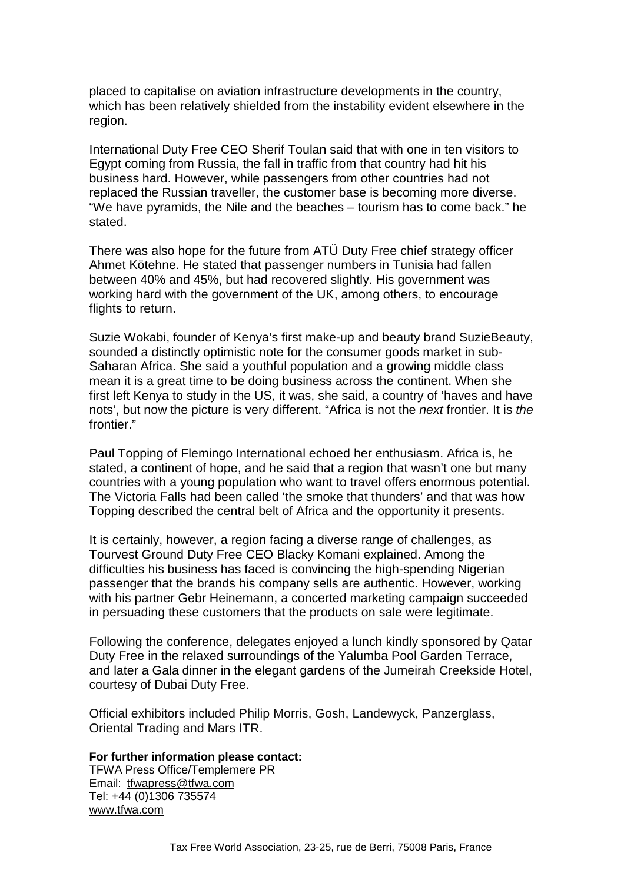placed to capitalise on aviation infrastructure developments in the country, which has been relatively shielded from the instability evident elsewhere in the region.

International Duty Free CEO Sherif Toulan said that with one in ten visitors to Egypt coming from Russia, the fall in traffic from that country had hit his business hard. However, while passengers from other countries had not replaced the Russian traveller, the customer base is becoming more diverse. “We have pyramids, the Nile and the beaches – tourism has to come back.” he stated.

There was also hope for the future from ATÜ Duty Free chief strategy officer Ahmet Kötehne. He stated that passenger numbers in Tunisia had fallen between 40% and 45%, but had recovered slightly. His government was working hard with the government of the UK, among others, to encourage flights to return.

Suzie Wokabi, founder of Kenya’s first make-up and beauty brand SuzieBeauty, sounded a distinctly optimistic note for the consumer goods market in sub-Saharan Africa. She said a youthful population and a growing middle class mean it is a great time to be doing business across the continent. When she first left Kenya to study in the US, it was, she said, a country of ‘haves and have nots’, but now the picture is very different. “Africa is not the *next* frontier. It is *the* frontier.”

Paul Topping of Flemingo International echoed her enthusiasm. Africa is, he stated, a continent of hope, and he said that a region that wasn’t one but many countries with a young population who want to travel offers enormous potential. The Victoria Falls had been called ‘the smoke that thunders’ and that was how Topping described the central belt of Africa and the opportunity it presents.

It is certainly, however, a region facing a diverse range of challenges, as Tourvest Ground Duty Free CEO Blacky Komani explained. Among the difficulties his business has faced is convincing the high-spending Nigerian passenger that the brands his company sells are authentic. However, working with his partner Gebr Heinemann, a concerted marketing campaign succeeded in persuading these customers that the products on sale were legitimate.

Following the conference, delegates enjoyed a lunch kindly sponsored by Qatar Duty Free in the relaxed surroundings of the Yalumba Pool Garden Terrace, and later a Gala dinner in the elegant gardens of the Jumeirah Creekside Hotel, courtesy of Dubai Duty Free.

Official exhibitors included Philip Morris, Gosh, Landewyck, Panzerglass, Oriental Trading and Mars ITR.

**For further information please contact:**
TFWA Press Office/Templemere PR
Email: tfwapress@tfwa.com
Tel: +44 (0)1306 735574
www.tfwa.com

Tax Free World Association, 23-25, rue de Berri, 75008 Paris, France